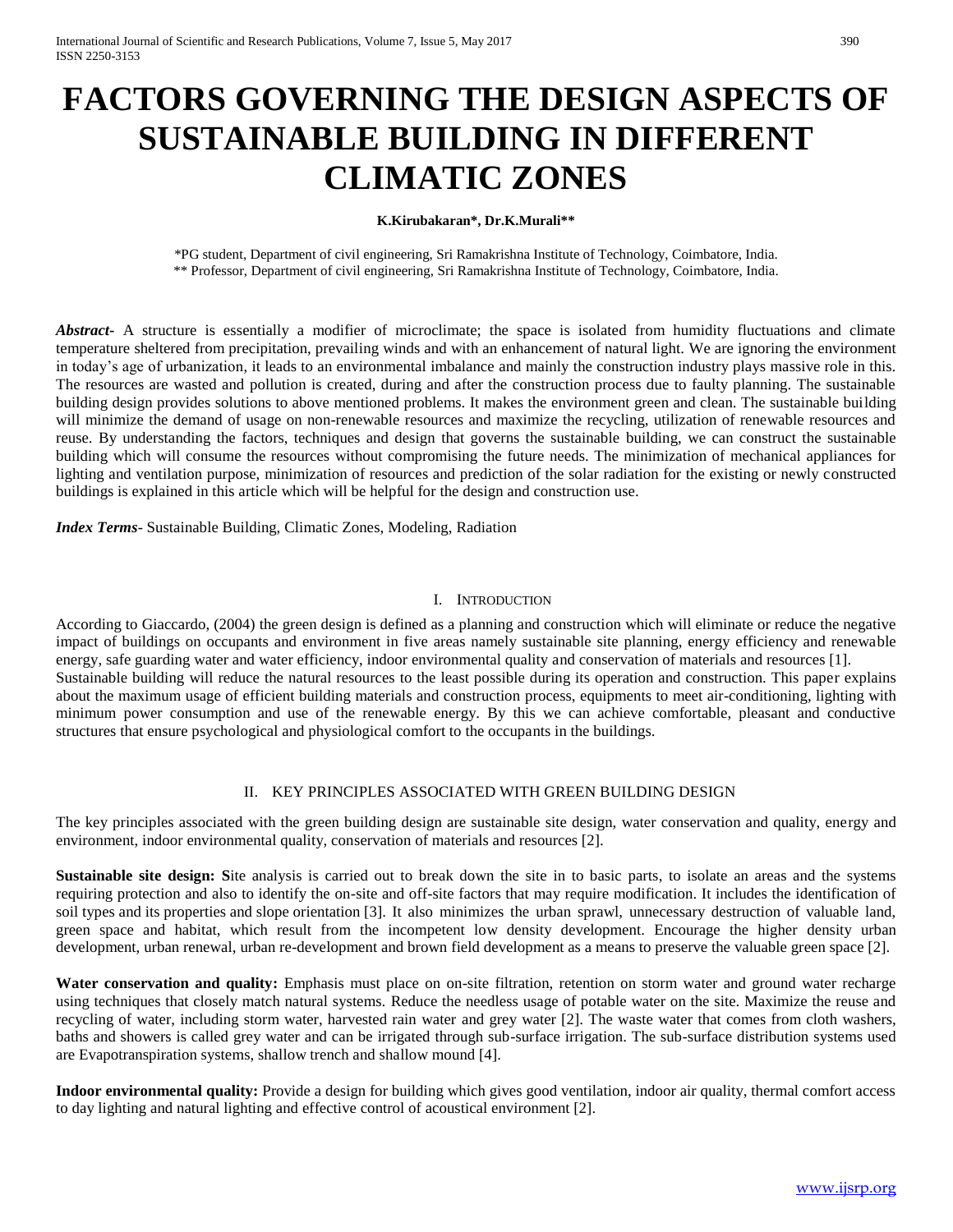# FACTORS GOVERNING THE DESIGN ASPECTS OF SUSTAINABLE BUILDING IN DIFFERENT CLIMATIC ZONES

**K.Kirubakaran\*, Dr.K.Murali\*\***

\*PG student, Department of civil engineering, Sri Ramakrishna Institute of Technology, Coimbatore, India.
\*\* Professor, Department of civil engineering, Sri Ramakrishna Institute of Technology, Coimbatore, India.

***Abstract-*** A structure is essentially a modifier of microclimate; the space is isolated from humidity fluctuations and climate temperature sheltered from precipitation, prevailing winds and with an enhancement of natural light. We are ignoring the environment in today's age of urbanization, it leads to an environmental imbalance and mainly the construction industry plays massive role in this. The resources are wasted and pollution is created, during and after the construction process due to faulty planning. The sustainable building design provides solutions to above mentioned problems. It makes the environment green and clean. The sustainable building will minimize the demand of usage on non-renewable resources and maximize the recycling, utilization of renewable resources and reuse. By understanding the factors, techniques and design that governs the sustainable building, we can construct the sustainable building which will consume the resources without compromising the future needs. The minimization of mechanical appliances for lighting and ventilation purpose, minimization of resources and prediction of the solar radiation for the existing or newly constructed buildings is explained in this article which will be helpful for the design and construction use.

***Index Terms-*** Sustainable Building, Climatic Zones, Modeling, Radiation

## I. INTRODUCTION

According to Giaccardo, (2004) the green design is defined as a planning and construction which will eliminate or reduce the negative impact of buildings on occupants and environment in five areas namely sustainable site planning, energy efficiency and renewable energy, safe guarding water and water efficiency, indoor environmental quality and conservation of materials and resources [1].
Sustainable building will reduce the natural resources to the least possible during its operation and construction. This paper explains about the maximum usage of efficient building materials and construction process, equipments to meet air-conditioning, lighting with minimum power consumption and use of the renewable energy. By this we can achieve comfortable, pleasant and conductive structures that ensure psychological and physiological comfort to the occupants in the buildings.

## II. KEY PRINCIPLES ASSOCIATED WITH GREEN BUILDING DESIGN

The key principles associated with the green building design are sustainable site design, water conservation and quality, energy and environment, indoor environmental quality, conservation of materials and resources [2].

**Sustainable site design: S**ite analysis is carried out to break down the site in to basic parts, to isolate an areas and the systems requiring protection and also to identify the on-site and off-site factors that may require modification. It includes the identification of soil types and its properties and slope orientation [3]. It also minimizes the urban sprawl, unnecessary destruction of valuable land, green space and habitat, which result from the incompetent low density development. Encourage the higher density urban development, urban renewal, urban re-development and brown field development as a means to preserve the valuable green space [2].

**Water conservation and quality:** Emphasis must place on on-site filtration, retention on storm water and ground water recharge using techniques that closely match natural systems. Reduce the needless usage of potable water on the site. Maximize the reuse and recycling of water, including storm water, harvested rain water and grey water [2]. The waste water that comes from cloth washers, baths and showers is called grey water and can be irrigated through sub-surface irrigation. The sub-surface distribution systems used are Evapotranspiration systems, shallow trench and shallow mound [4].

**Indoor environmental quality:** Provide a design for building which gives good ventilation, indoor air quality, thermal comfort access to day lighting and natural lighting and effective control of acoustical environment [2].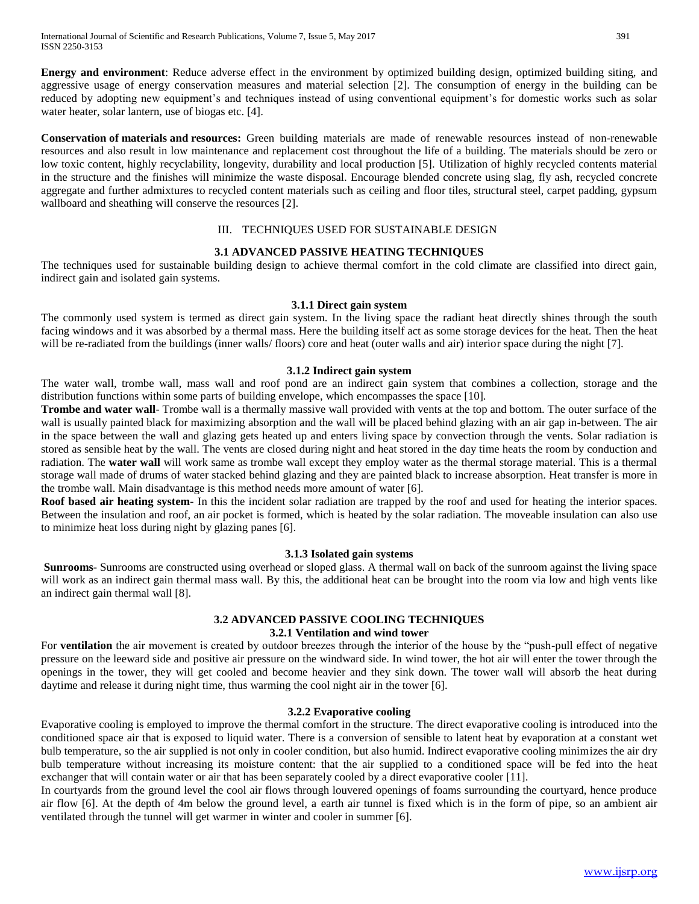**Energy and environment**: Reduce adverse effect in the environment by optimized building design, optimized building siting, and aggressive usage of energy conservation measures and material selection [2]. The consumption of energy in the building can be reduced by adopting new equipment's and techniques instead of using conventional equipment's for domestic works such as solar water heater, solar lantern, use of biogas etc. [4].

**Conservation of materials and resources:** Green building materials are made of renewable resources instead of non-renewable resources and also result in low maintenance and replacement cost throughout the life of a building. The materials should be zero or low toxic content, highly recyclability, longevity, durability and local production [5]. Utilization of highly recycled contents material in the structure and the finishes will minimize the waste disposal. Encourage blended concrete using slag, fly ash, recycled concrete aggregate and further admixtures to recycled content materials such as ceiling and floor tiles, structural steel, carpet padding, gypsum wallboard and sheathing will conserve the resources [2].

## III. TECHNIQUES USED FOR SUSTAINABLE DESIGN

### 3.1 ADVANCED PASSIVE HEATING TECHNIQUES

The techniques used for sustainable building design to achieve thermal comfort in the cold climate are classified into direct gain, indirect gain and isolated gain systems.

#### 3.1.1 Direct gain system

The commonly used system is termed as direct gain system. In the living space the radiant heat directly shines through the south facing windows and it was absorbed by a thermal mass. Here the building itself act as some storage devices for the heat. Then the heat will be re-radiated from the buildings (inner walls/ floors) core and heat (outer walls and air) interior space during the night [7].

#### 3.1.2 Indirect gain system

The water wall, trombe wall, mass wall and roof pond are an indirect gain system that combines a collection, storage and the distribution functions within some parts of building envelope, which encompasses the space [10].

**Trombe and water wall**- Trombe wall is a thermally massive wall provided with vents at the top and bottom. The outer surface of the wall is usually painted black for maximizing absorption and the wall will be placed behind glazing with an air gap in-between. The air in the space between the wall and glazing gets heated up and enters living space by convection through the vents. Solar radiation is stored as sensible heat by the wall. The vents are closed during night and heat stored in the day time heats the room by conduction and radiation. The **water wall** will work same as trombe wall except they employ water as the thermal storage material. This is a thermal storage wall made of drums of water stacked behind glazing and they are painted black to increase absorption. Heat transfer is more in the trombe wall. Main disadvantage is this method needs more amount of water [6].

**Roof based air heating system-** In this the incident solar radiation are trapped by the roof and used for heating the interior spaces. Between the insulation and roof, an air pocket is formed, which is heated by the solar radiation. The moveable insulation can also use to minimize heat loss during night by glazing panes [6].

#### 3.1.3 Isolated gain systems

**Sunrooms-** Sunrooms are constructed using overhead or sloped glass. A thermal wall on back of the sunroom against the living space will work as an indirect gain thermal mass wall. By this, the additional heat can be brought into the room via low and high vents like an indirect gain thermal wall [8].

### 3.2 ADVANCED PASSIVE COOLING TECHNIQUES

#### 3.2.1 Ventilation and wind tower

For **ventilation** the air movement is created by outdoor breezes through the interior of the house by the "push-pull effect of negative pressure on the leeward side and positive air pressure on the windward side. In wind tower, the hot air will enter the tower through the openings in the tower, they will get cooled and become heavier and they sink down. The tower wall will absorb the heat during daytime and release it during night time, thus warming the cool night air in the tower [6].

#### 3.2.2 Evaporative cooling

Evaporative cooling is employed to improve the thermal comfort in the structure. The direct evaporative cooling is introduced into the conditioned space air that is exposed to liquid water. There is a conversion of sensible to latent heat by evaporation at a constant wet bulb temperature, so the air supplied is not only in cooler condition, but also humid. Indirect evaporative cooling minimizes the air dry bulb temperature without increasing its moisture content: that the air supplied to a conditioned space will be fed into the heat exchanger that will contain water or air that has been separately cooled by a direct evaporative cooler [11].

In courtyards from the ground level the cool air flows through louvered openings of foams surrounding the courtyard, hence produce air flow [6]. At the depth of 4m below the ground level, a earth air tunnel is fixed which is in the form of pipe, so an ambient air ventilated through the tunnel will get warmer in winter and cooler in summer [6].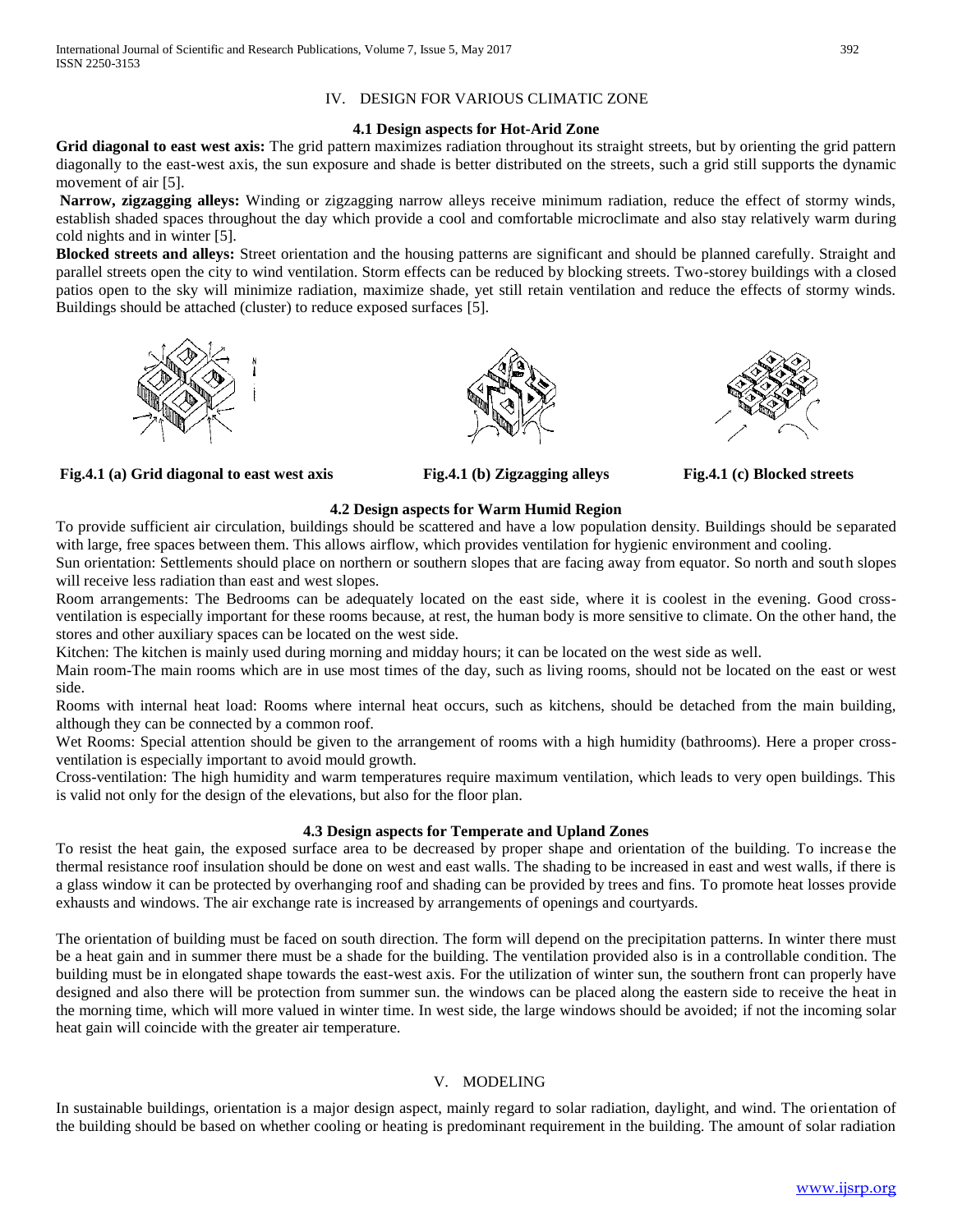## IV. DESIGN FOR VARIOUS CLIMATIC ZONE

### 4.1 Design aspects for Hot-Arid Zone

**Grid diagonal to east west axis:** The grid pattern maximizes radiation throughout its straight streets, but by orienting the grid pattern diagonally to the east-west axis, the sun exposure and shade is better distributed on the streets, such a grid still supports the dynamic movement of air [5].

**Narrow, zigzagging alleys:** Winding or zigzagging narrow alleys receive minimum radiation, reduce the effect of stormy winds, establish shaded spaces throughout the day which provide a cool and comfortable microclimate and also stay relatively warm during cold nights and in winter [5].

**Blocked streets and alleys:** Street orientation and the housing patterns are significant and should be planned carefully. Straight and parallel streets open the city to wind ventilation. Storm effects can be reduced by blocking streets. Two-storey buildings with a closed patios open to the sky will minimize radiation, maximize shade, yet still retain ventilation and reduce the effects of stormy winds. Buildings should be attached (cluster) to reduce exposed surfaces [5].

**Fig.4.1 (a) Grid diagonal to east west axis** **Fig.4.1 (b) Zigzagging alleys** **Fig.4.1 (c) Blocked streets**

### 4.2 Design aspects for Warm Humid Region

To provide sufficient air circulation, buildings should be scattered and have a low population density. Buildings should be separated with large, free spaces between them. This allows airflow, which provides ventilation for hygienic environment and cooling.

Sun orientation: Settlements should place on northern or southern slopes that are facing away from equator. So north and south slopes will receive less radiation than east and west slopes.

Room arrangements: The Bedrooms can be adequately located on the east side, where it is coolest in the evening. Good cross-ventilation is especially important for these rooms because, at rest, the human body is more sensitive to climate. On the other hand, the stores and other auxiliary spaces can be located on the west side.

Kitchen: The kitchen is mainly used during morning and midday hours; it can be located on the west side as well.

Main room-The main rooms which are in use most times of the day, such as living rooms, should not be located on the east or west side.

Rooms with internal heat load: Rooms where internal heat occurs, such as kitchens, should be detached from the main building, although they can be connected by a common roof.

Wet Rooms: Special attention should be given to the arrangement of rooms with a high humidity (bathrooms). Here a proper cross-ventilation is especially important to avoid mould growth.

Cross-ventilation: The high humidity and warm temperatures require maximum ventilation, which leads to very open buildings. This is valid not only for the design of the elevations, but also for the floor plan.

### 4.3 Design aspects for Temperate and Upland Zones

To resist the heat gain, the exposed surface area to be decreased by proper shape and orientation of the building. To increase the thermal resistance roof insulation should be done on west and east walls. The shading to be increased in east and west walls, if there is a glass window it can be protected by overhanging roof and shading can be provided by trees and fins. To promote heat losses provide exhausts and windows. The air exchange rate is increased by arrangements of openings and courtyards.

The orientation of building must be faced on south direction. The form will depend on the precipitation patterns. In winter there must be a heat gain and in summer there must be a shade for the building. The ventilation provided also is in a controllable condition. The building must be in elongated shape towards the east-west axis. For the utilization of winter sun, the southern front can properly have designed and also there will be protection from summer sun. the windows can be placed along the eastern side to receive the heat in the morning time, which will more valued in winter time. In west side, the large windows should be avoided; if not the incoming solar heat gain will coincide with the greater air temperature.

## V. MODELING

In sustainable buildings, orientation is a major design aspect, mainly regard to solar radiation, daylight, and wind. The orientation of the building should be based on whether cooling or heating is predominant requirement in the building. The amount of solar radiation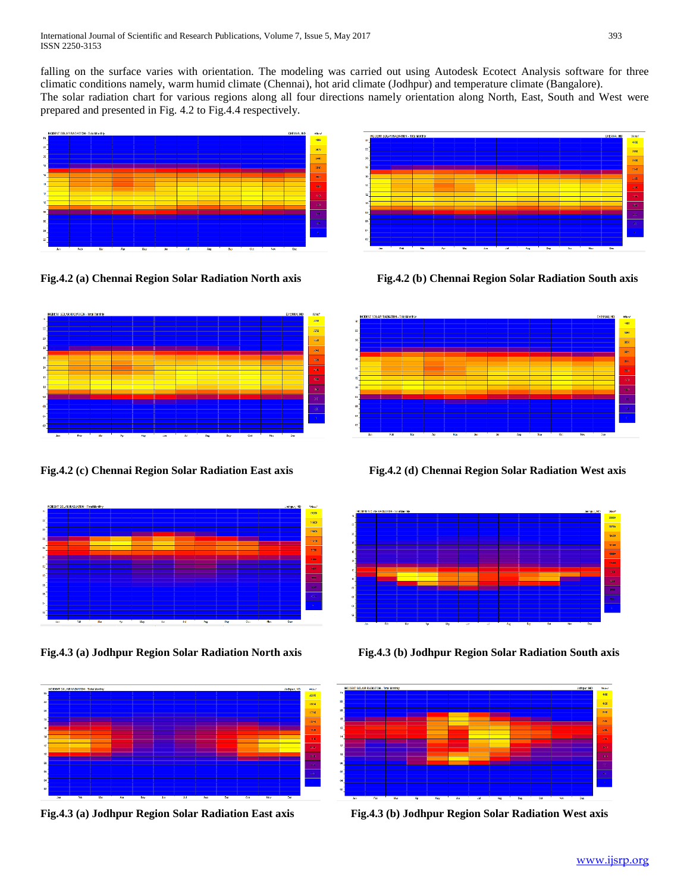falling on the surface varies with orientation. The modeling was carried out using Autodesk Ecotect Analysis software for three climatic conditions namely, warm humid climate (Chennai), hot arid climate (Jodhpur) and temperature climate (Bangalore).
The solar radiation chart for various regions along all four directions namely orientation along North, East, South and West were prepared and presented in Fig. 4.2 to Fig.4.4 respectively.

**Fig.4.2 (a) Chennai Region Solar Radiation North axis**

**Fig.4.2 (b) Chennai Region Solar Radiation South axis**

**Fig.4.2 (c) Chennai Region Solar Radiation East axis**

**Fig.4.2 (d) Chennai Region Solar Radiation West axis**

**Fig.4.3 (a) Jodhpur Region Solar Radiation North axis**

**Fig.4.3 (b) Jodhpur Region Solar Radiation South axis**

**Fig.4.3 (a) Jodhpur Region Solar Radiation East axis**

**Fig.4.3 (b) Jodhpur Region Solar Radiation West axis**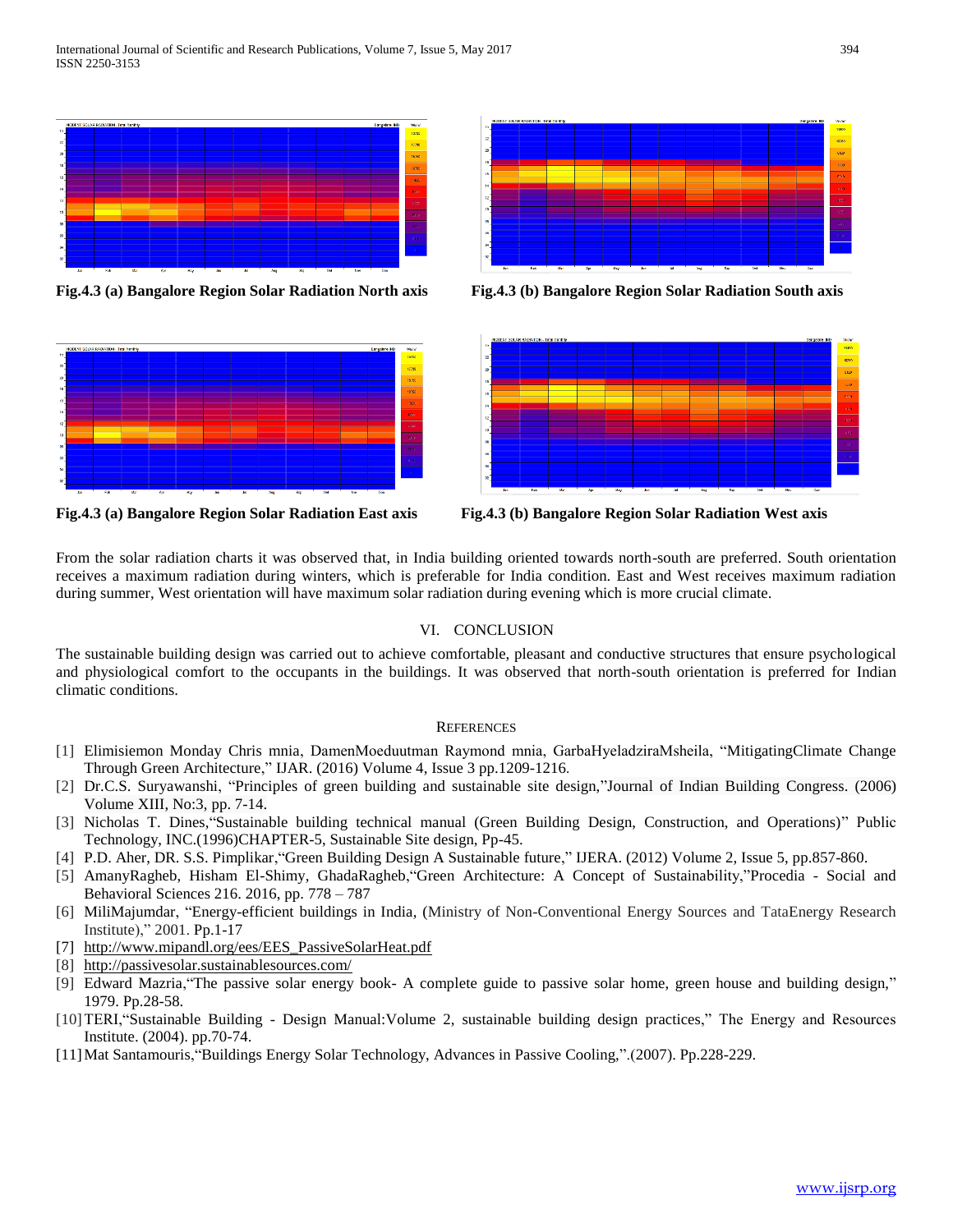Fig.4.3 (a) Bangalore Region Solar Radiation North axis

Fig.4.3 (b) Bangalore Region Solar Radiation South axis

Fig.4.3 (a) Bangalore Region Solar Radiation East axis

Fig.4.3 (b) Bangalore Region Solar Radiation West axis

From the solar radiation charts it was observed that, in India building oriented towards north-south are preferred. South orientation receives a maximum radiation during winters, which is preferable for India condition. East and West receives maximum radiation during summer, West orientation will have maximum solar radiation during evening which is more crucial climate.

## VI. CONCLUSION

The sustainable building design was carried out to achieve comfortable, pleasant and conductive structures that ensure psychological and physiological comfort to the occupants in the buildings. It was observed that north-south orientation is preferred for Indian climatic conditions.

## REFERENCES

[1] Elimisiemon Monday Chris mnia, DamenMoeduutman Raymond mnia, GarbaHyeladziraMsheila, "MitigatingClimate Change Through Green Architecture," IJAR. (2016) Volume 4, Issue 3 pp.1209-1216.

[2] Dr.C.S. Suryawanshi, "Principles of green building and sustainable site design,"Journal of Indian Building Congress. (2006) Volume XIII, No:3, pp. 7-14.

[3] Nicholas T. Dines,"Sustainable building technical manual (Green Building Design, Construction, and Operations)" Public Technology, INC.(1996)CHAPTER-5, Sustainable Site design, Pp-45.

[4] P.D. Aher, DR. S.S. Pimplikar,"Green Building Design A Sustainable future," IJERA. (2012) Volume 2, Issue 5, pp.857-860.

[5] AmanyRagheb, Hisham El-Shimy, GhadaRagheb,"Green Architecture: A Concept of Sustainability,"Procedia - Social and Behavioral Sciences 216. 2016, pp. 778 – 787

[6] MiliMajumdar, "Energy-efficient buildings in India, (Ministry of Non-Conventional Energy Sources and TataEnergy Research Institute)," 2001. Pp.1-17

[7] http://www.mipandl.org/ees/EES_PassiveSolarHeat.pdf

[8] http://passivesolar.sustainablesources.com/

[9] Edward Mazria,"The passive solar energy book- A complete guide to passive solar home, green house and building design," 1979. Pp.28-58.

[10] TERI,"Sustainable Building - Design Manual:Volume 2, sustainable building design practices," The Energy and Resources Institute. (2004). pp.70-74.

[11] Mat Santamouris,"Buildings Energy Solar Technology, Advances in Passive Cooling,".(2007). Pp.228-229.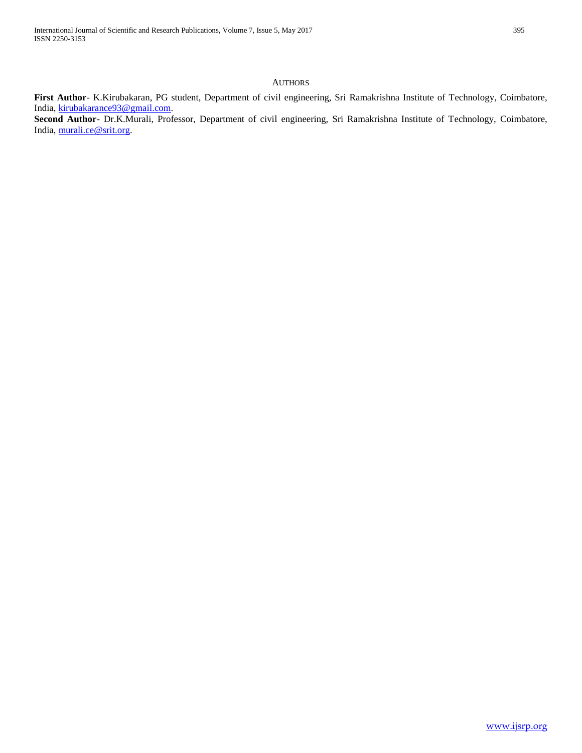## AUTHORS

**First Author**- K.Kirubakaran, PG student, Department of civil engineering, Sri Ramakrishna Institute of Technology, Coimbatore, India, kirubakarance93@gmail.com.

**Second Author**- Dr.K.Murali, Professor, Department of civil engineering, Sri Ramakrishna Institute of Technology, Coimbatore, India, murali.ce@srit.org.